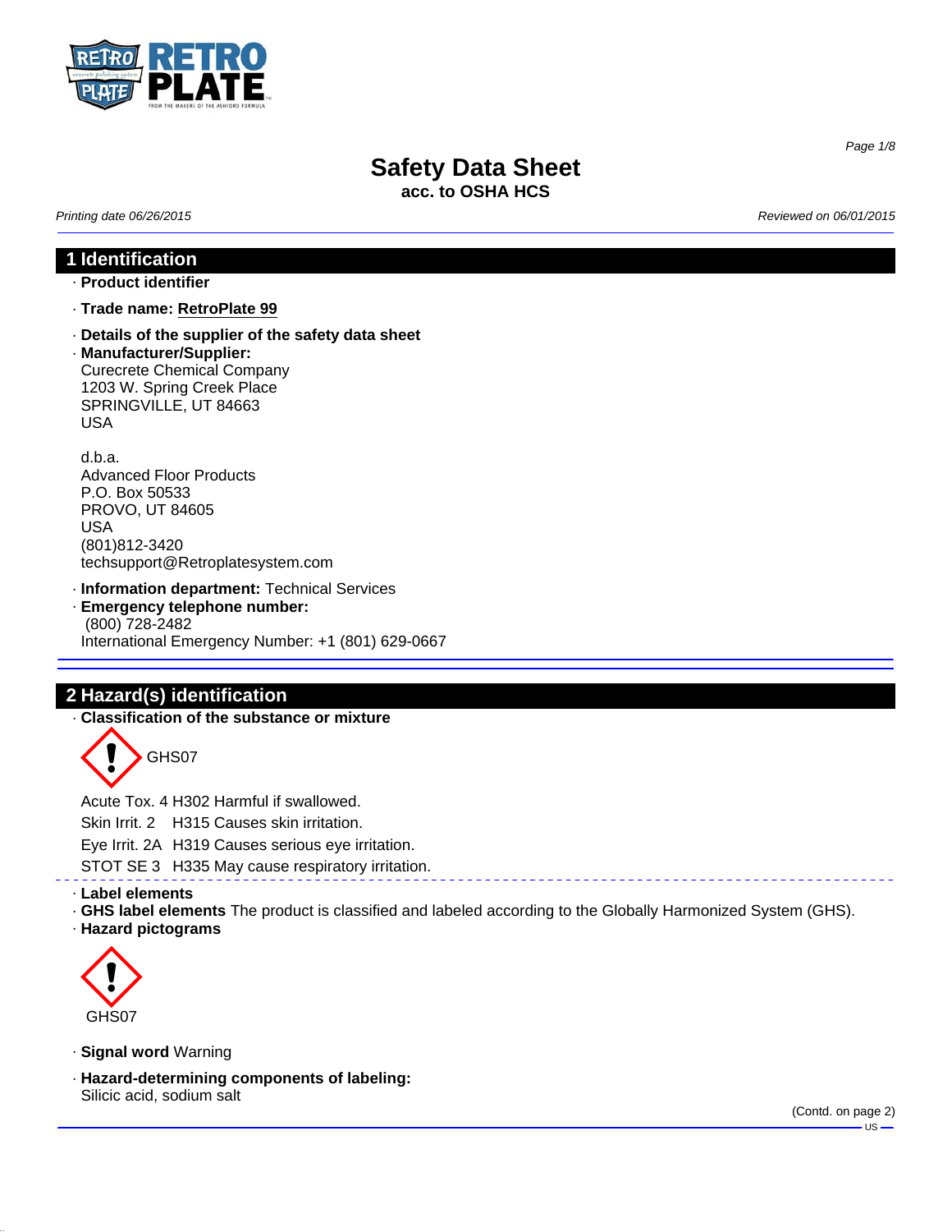# Safety Data Sheet

**acc. to OSHA HCS**

*Printing date 06/26/2015* *Reviewed on 06/01/2015*

## 1 Identification

· **Product identifier**

· **Trade name: RetroPlate 99**

· **Details of the supplier of the safety data sheet**

· **Manufacturer/Supplier:**
Curecrete Chemical Company
1203 W. Spring Creek Place
SPRINGVILLE, UT 84663
USA

d.b.a.
Advanced Floor Products
P.O. Box 50533
PROVO, UT 84605
USA
(801)812-3420
techsupport@Retroplatesystem.com

· **Information department:** Technical Services

· **Emergency telephone number:**
(800) 728-2482
International Emergency Number: +1 (801) 629-0667

## 2 Hazard(s) identification

· **Classification of the substance or mixture**

GHS07

Acute Tox. 4 H302 Harmful if swallowed.

Skin Irrit. 2 H315 Causes skin irritation.

Eye Irrit. 2A H319 Causes serious eye irritation.

STOT SE 3 H335 May cause respiratory irritation.

· **Label elements**

· **GHS label elements** The product is classified and labeled according to the Globally Harmonized System (GHS).

· **Hazard pictograms**

GHS07

· **Signal word** Warning

· **Hazard-determining components of labeling:**
Silicic acid, sodium salt

(Contd. on page 2)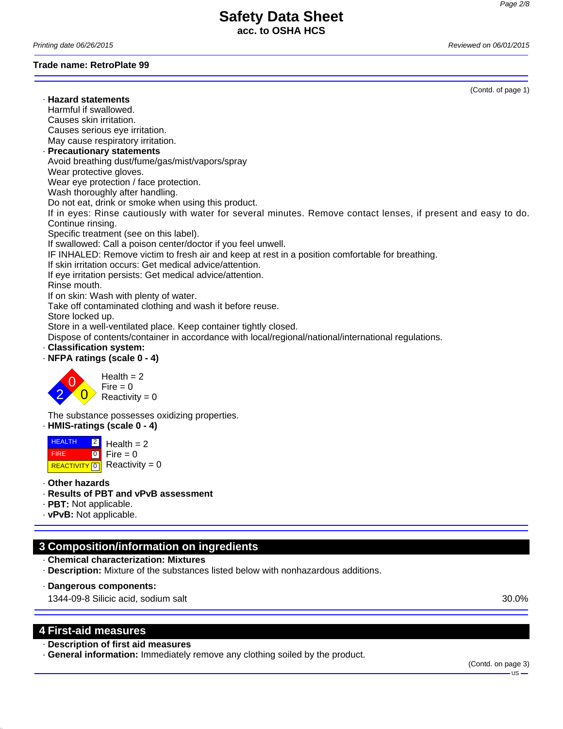Trade name: RetroPlate 99

(Contd. of page 1)

· **Hazard statements**
Harmful if swallowed.
Causes skin irritation.
Causes serious eye irritation.
May cause respiratory irritation.

· **Precautionary statements**
Avoid breathing dust/fume/gas/mist/vapors/spray
Wear protective gloves.
Wear eye protection / face protection.
Wash thoroughly after handling.
Do not eat, drink or smoke when using this product.
If in eyes: Rinse cautiously with water for several minutes. Remove contact lenses, if present and easy to do. Continue rinsing.
Specific treatment (see on this label).
If swallowed: Call a poison center/doctor if you feel unwell.
IF INHALED: Remove victim to fresh air and keep at rest in a position comfortable for breathing.
If skin irritation occurs: Get medical advice/attention.
If eye irritation persists: Get medical advice/attention.
Rinse mouth.
If on skin: Wash with plenty of water.
Take off contaminated clothing and wash it before reuse.
Store locked up.
Store in a well-ventilated place. Keep container tightly closed.
Dispose of contents/container in accordance with local/regional/national/international regulations.

· **Classification system:**

· **NFPA ratings (scale 0 - 4)**

Health = 2
Fire = 0
Reactivity = 0

The substance possesses oxidizing properties.

· **HMIS-ratings (scale 0 - 4)**

| | | |
|---|---|---|
| HEALTH | 2 | Health = 2 |
| FIRE | 0 | Fire = 0 |
| REACTIVITY | 0 | Reactivity = 0 |

· **Other hazards**
· **Results of PBT and vPvB assessment**
· **PBT:** Not applicable.
· **vPvB:** Not applicable.

## 3 Composition/information on ingredients

· **Chemical characterization: Mixtures**
· **Description:** Mixture of the substances listed below with nonhazardous additions.

· **Dangerous components:**

| | |
|---|---|
| 1344-09-8 Silicic acid, sodium salt | 30.0% |

## 4 First-aid measures

· **Description of first aid measures**
· **General information:** Immediately remove any clothing soiled by the product.

(Contd. on page 3)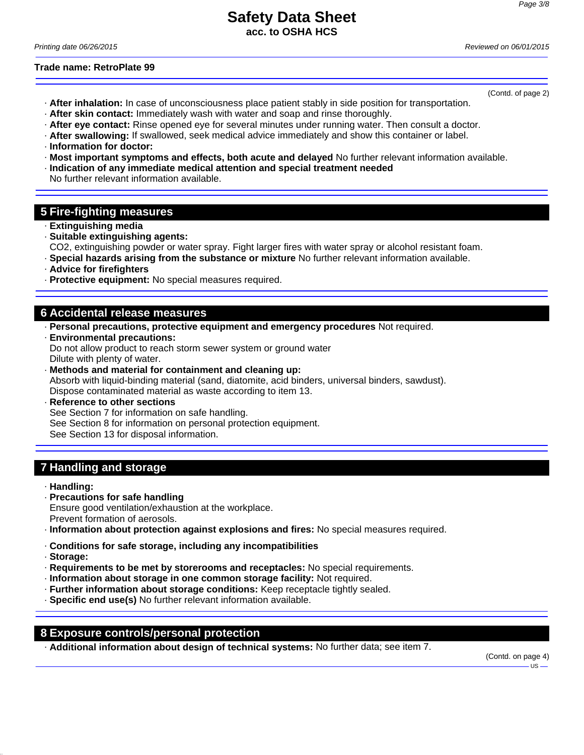(Contd. of page 2)

· **After inhalation:** In case of unconsciousness place patient stably in side position for transportation.
· **After skin contact:** Immediately wash with water and soap and rinse thoroughly.
· **After eye contact:** Rinse opened eye for several minutes under running water. Then consult a doctor.
· **After swallowing:** If swallowed, seek medical advice immediately and show this container or label.
· **Information for doctor:**
· **Most important symptoms and effects, both acute and delayed** No further relevant information available.
· **Indication of any immediate medical attention and special treatment needed**
No further relevant information available.

## 5 Fire-fighting measures

· **Extinguishing media**
· **Suitable extinguishing agents:**
$CO_2$, extinguishing powder or water spray. Fight larger fires with water spray or alcohol resistant foam.
· **Special hazards arising from the substance or mixture** No further relevant information available.
· **Advice for firefighters**
· **Protective equipment:** No special measures required.

## 6 Accidental release measures

· **Personal precautions, protective equipment and emergency procedures** Not required.
· **Environmental precautions:**
Do not allow product to reach storm sewer system or ground water
Dilute with plenty of water.
· **Methods and material for containment and cleaning up:**
Absorb with liquid-binding material (sand, diatomite, acid binders, universal binders, sawdust).
Dispose contaminated material as waste according to item 13.
· **Reference to other sections**
See Section 7 for information on safe handling.
See Section 8 for information on personal protection equipment.
See Section 13 for disposal information.

## 7 Handling and storage

· **Handling:**
· **Precautions for safe handling**
Ensure good ventilation/exhaustion at the workplace.
Prevent formation of aerosols.
· **Information about protection against explosions and fires:** No special measures required.

· **Conditions for safe storage, including any incompatibilities**
· **Storage:**
· **Requirements to be met by storerooms and receptacles:** No special requirements.
· **Information about storage in one common storage facility:** Not required.
· **Further information about storage conditions:** Keep receptacle tightly sealed.
· **Specific end use(s)** No further relevant information available.

## 8 Exposure controls/personal protection

· **Additional information about design of technical systems:** No further data; see item 7.

(Contd. on page 4)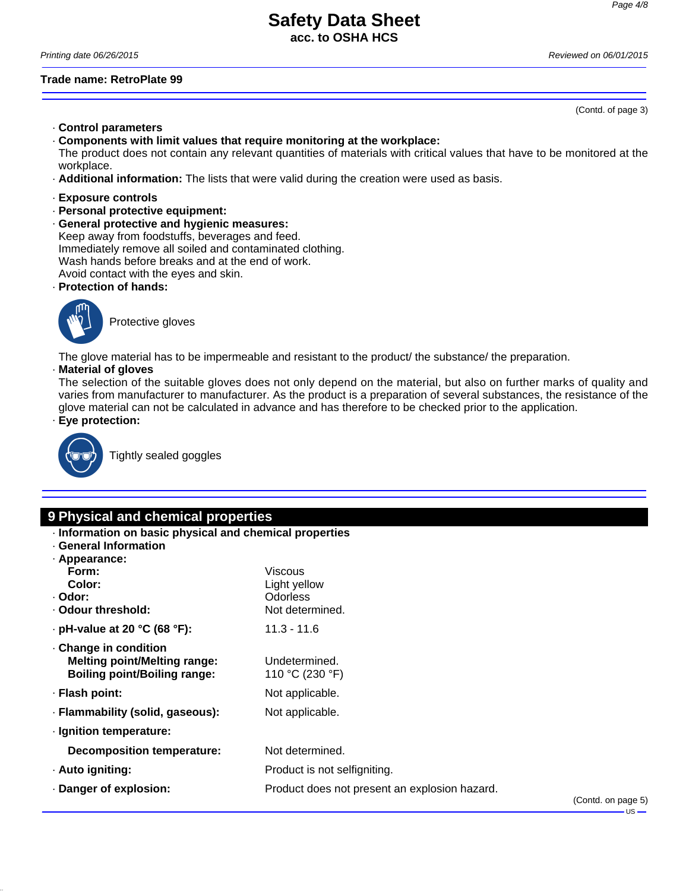(Contd. of page 3)

· **Control parameters**
· **Components with limit values that require monitoring at the workplace:**
The product does not contain any relevant quantities of materials with critical values that have to be monitored at the workplace.
· **Additional information:** The lists that were valid during the creation were used as basis.

· **Exposure controls**
· **Personal protective equipment:**
· **General protective and hygienic measures:**
Keep away from foodstuffs, beverages and feed.
Immediately remove all soiled and contaminated clothing.
Wash hands before breaks and at the end of work.
Avoid contact with the eyes and skin.
· **Protection of hands:**

Protective gloves

The glove material has to be impermeable and resistant to the product/ the substance/ the preparation.
· **Material of gloves**
The selection of the suitable gloves does not only depend on the material, but also on further marks of quality and varies from manufacturer to manufacturer. As the product is a preparation of several substances, the resistance of the glove material can not be calculated in advance and has therefore to be checked prior to the application.
· **Eye protection:**

Tightly sealed goggles

## 9 Physical and chemical properties

· **Information on basic physical and chemical properties**
· **General Information**
· **Appearance:**

| | |
|---|---|
| **Form:** | Viscous |
| **Color:** | Light yellow |
| · **Odor:** | Odorless |
| · **Odour threshold:** | Not determined. |
| · **pH-value at 20 °C (68 °F):** | 11.3 - 11.6 |
| · **Change in condition** | |
| **Melting point/Melting range:** | Undetermined. |
| **Boiling point/Boiling range:** | 110 °C (230 °F) |
| · **Flash point:** | Not applicable. |
| · **Flammability (solid, gaseous):** | Not applicable. |
| · **Ignition temperature:** | |
| **Decomposition temperature:** | Not determined. |
| · **Auto igniting:** | Product is not selfigniting. |
| · **Danger of explosion:** | Product does not present an explosion hazard. |

(Contd. on page 5)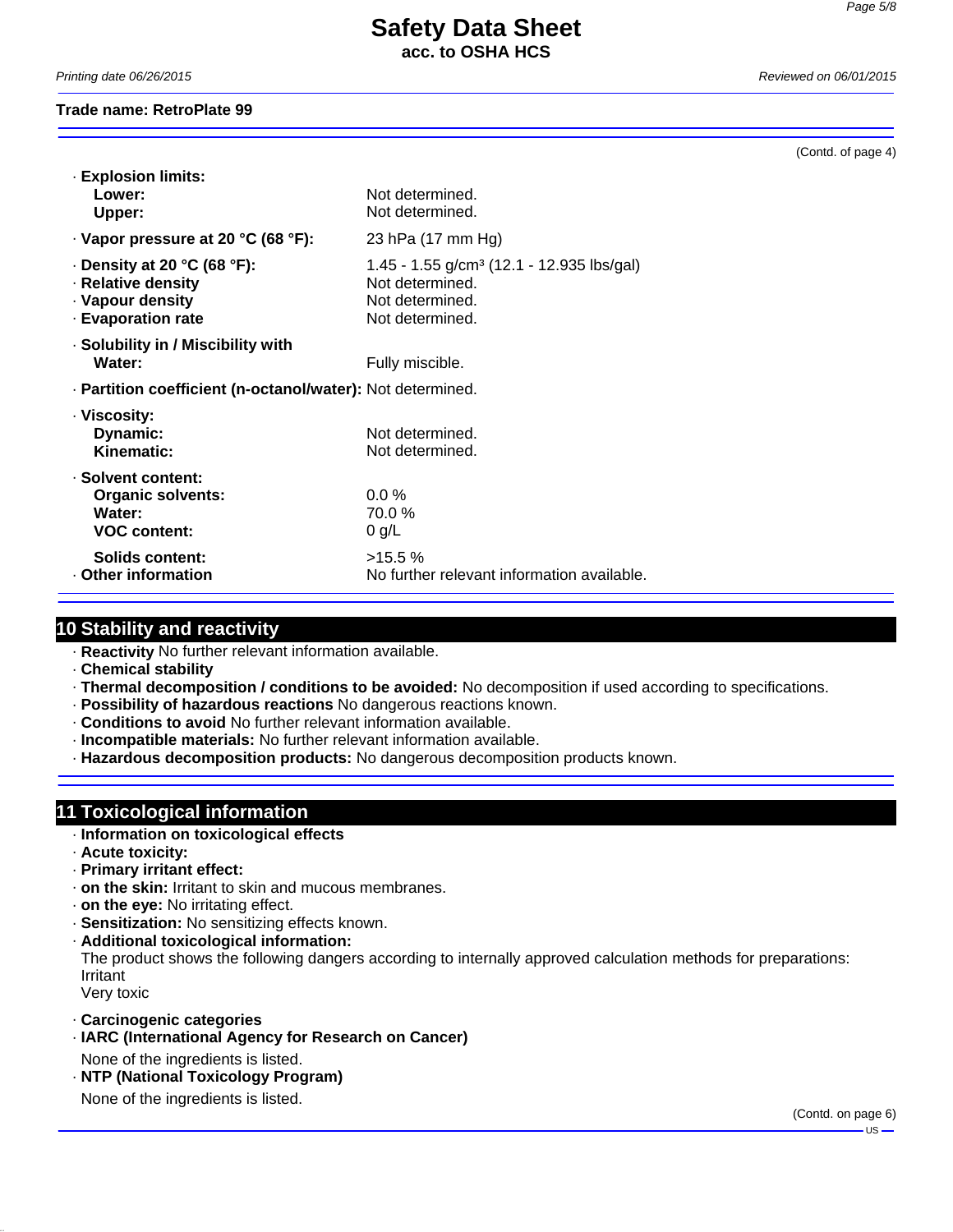(Contd. of page 4)

- **Explosion limits:**
  - **Lower:** Not determined.
  - **Upper:** Not determined.
- **Vapor pressure at 20 °C (68 °F):** 23 hPa (17 mm Hg)
- **Density at 20 °C (68 °F):** 1.45 - 1.55 g/cm³ (12.1 - 12.935 lbs/gal)
- **Relative density** Not determined.
- **Vapour density** Not determined.
- **Evaporation rate** Not determined.
- **Solubility in / Miscibility with**
  - **Water:** Fully miscible.
- **Partition coefficient (n-octanol/water):** Not determined.
- **Viscosity:**
  - **Dynamic:** Not determined.
  - **Kinematic:** Not determined.
- **Solvent content:**
  - **Organic solvents:** 0.0 %
  - **Water:** 70.0 %
  - **VOC content:** 0 g/L
  - **Solids content:** >15.5 %
- **Other information** No further relevant information available.

## 10 Stability and reactivity

- **Reactivity** No further relevant information available.
- **Chemical stability**
- **Thermal decomposition / conditions to be avoided:** No decomposition if used according to specifications.
- **Possibility of hazardous reactions** No dangerous reactions known.
- **Conditions to avoid** No further relevant information available.
- **Incompatible materials:** No further relevant information available.
- **Hazardous decomposition products:** No dangerous decomposition products known.

## 11 Toxicological information

- **Information on toxicological effects**
- **Acute toxicity:**
- **Primary irritant effect:**
- **on the skin:** Irritant to skin and mucous membranes.
- **on the eye:** No irritating effect.
- **Sensitization:** No sensitizing effects known.
- **Additional toxicological information:**
  The product shows the following dangers according to internally approved calculation methods for preparations:
  Irritant
  Very toxic
- **Carcinogenic categories**
- **IARC (International Agency for Research on Cancer)**
  None of the ingredients is listed.
- **NTP (National Toxicology Program)**
  None of the ingredients is listed.

(Contd. on page 6)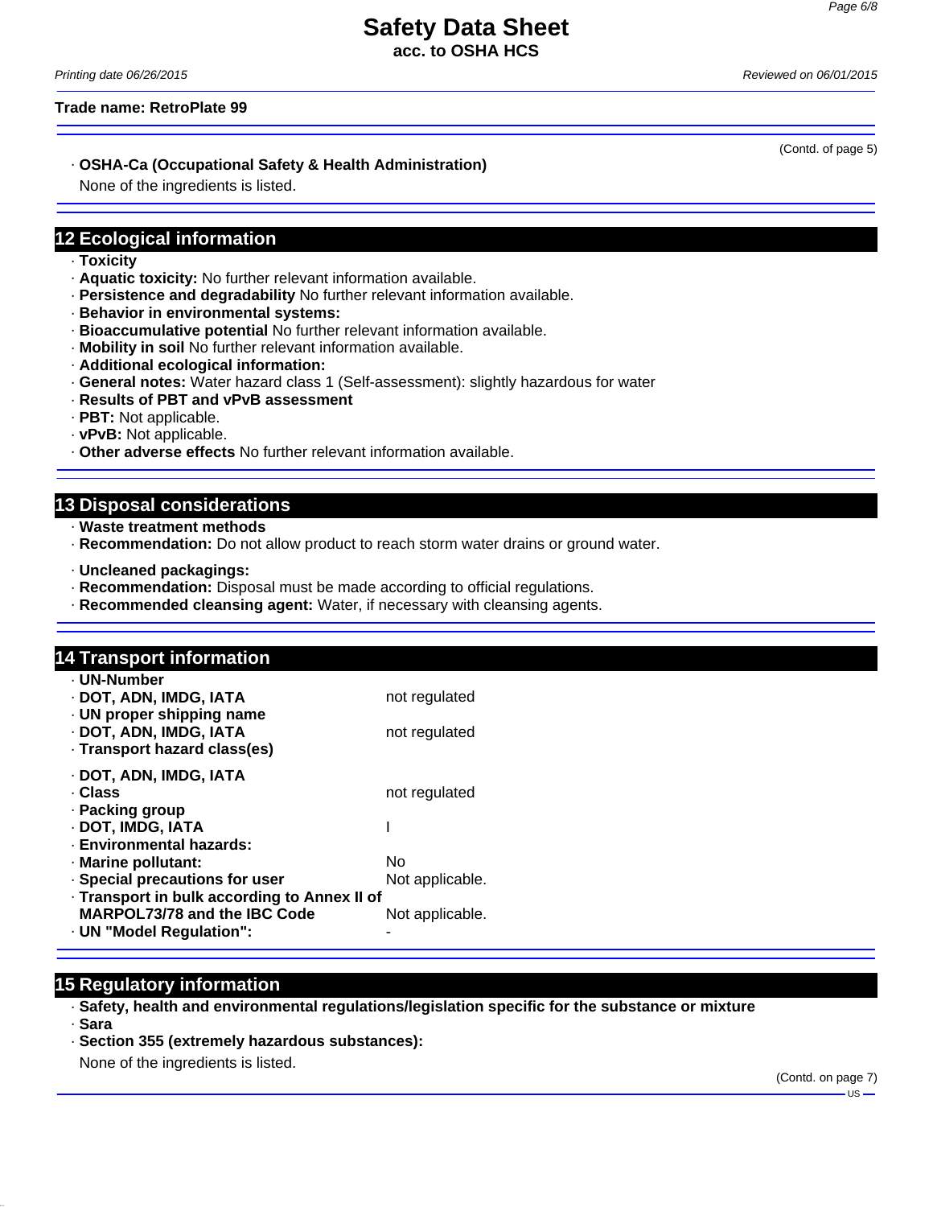Trade name: RetroPlate 99

(Contd. of page 5)

· **OSHA-Ca (Occupational Safety & Health Administration)**

None of the ingredients is listed.

## 12 Ecological information

· **Toxicity**
· **Aquatic toxicity:** No further relevant information available.
· **Persistence and degradability** No further relevant information available.
· **Behavior in environmental systems:**
· **Bioaccumulative potential** No further relevant information available.
· **Mobility in soil** No further relevant information available.
· **Additional ecological information:**
· **General notes:** Water hazard class 1 (Self-assessment): slightly hazardous for water
· **Results of PBT and vPvB assessment**
· **PBT:** Not applicable.
· **vPvB:** Not applicable.
· **Other adverse effects** No further relevant information available.

## 13 Disposal considerations

· **Waste treatment methods**
· **Recommendation:** Do not allow product to reach storm water drains or ground water.

· **Uncleaned packagings:**
· **Recommendation:** Disposal must be made according to official regulations.
· **Recommended cleansing agent:** Water, if necessary with cleansing agents.

## 14 Transport information

| | |
|---|---|
| · **UN-Number** | |
| · **DOT, ADN, IMDG, IATA** | not regulated |
| · **UN proper shipping name** | |
| · **DOT, ADN, IMDG, IATA** | not regulated |
| · **Transport hazard class(es)** | |
| · **DOT, ADN, IMDG, IATA** | |
| · **Class** | not regulated |
| · **Packing group** | |
| · **DOT, IMDG, IATA** | I |
| · **Environmental hazards:** | |
| · **Marine pollutant:** | No |
| · **Special precautions for user** | Not applicable. |
| · **Transport in bulk according to Annex II of MARPOL73/78 and the IBC Code** | Not applicable. |
| · **UN "Model Regulation":** | - |

## 15 Regulatory information

· **Safety, health and environmental regulations/legislation specific for the substance or mixture**
· **Sara**
· **Section 355 (extremely hazardous substances):**

None of the ingredients is listed.

(Contd. on page 7)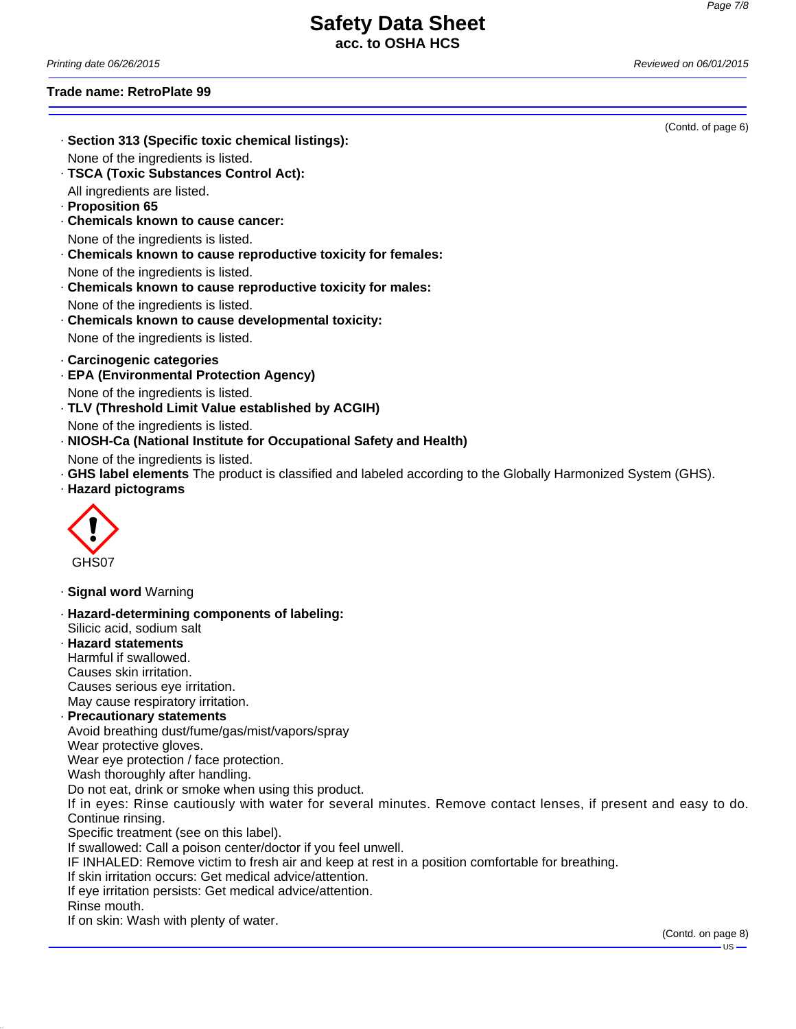**Trade name: RetroPlate 99**

(Contd. of page 6)

· **Section 313 (Specific toxic chemical listings):**
None of the ingredients is listed.

· **TSCA (Toxic Substances Control Act):**
All ingredients are listed.

· **Proposition 65**

· **Chemicals known to cause cancer:**
None of the ingredients is listed.

· **Chemicals known to cause reproductive toxicity for females:**
None of the ingredients is listed.

· **Chemicals known to cause reproductive toxicity for males:**
None of the ingredients is listed.

· **Chemicals known to cause developmental toxicity:**
None of the ingredients is listed.

· **Carcinogenic categories**

· **EPA (Environmental Protection Agency)**
None of the ingredients is listed.

· **TLV (Threshold Limit Value established by ACGIH)**
None of the ingredients is listed.

· **NIOSH-Ca (National Institute for Occupational Safety and Health)**
None of the ingredients is listed.

· **GHS label elements** The product is classified and labeled according to the Globally Harmonized System (GHS).

· **Hazard pictograms**

GHS07

· **Signal word** Warning

· **Hazard-determining components of labeling:**
Silicic acid, sodium salt

· **Hazard statements**
Harmful if swallowed.
Causes skin irritation.
Causes serious eye irritation.
May cause respiratory irritation.

· **Precautionary statements**
Avoid breathing dust/fume/gas/mist/vapors/spray
Wear protective gloves.
Wear eye protection / face protection.
Wash thoroughly after handling.
Do not eat, drink or smoke when using this product.
If in eyes: Rinse cautiously with water for several minutes. Remove contact lenses, if present and easy to do. Continue rinsing.
Specific treatment (see on this label).
If swallowed: Call a poison center/doctor if you feel unwell.
IF INHALED: Remove victim to fresh air and keep at rest in a position comfortable for breathing.
If skin irritation occurs: Get medical advice/attention.
If eye irritation persists: Get medical advice/attention.
Rinse mouth.
If on skin: Wash with plenty of water.

(Contd. on page 8)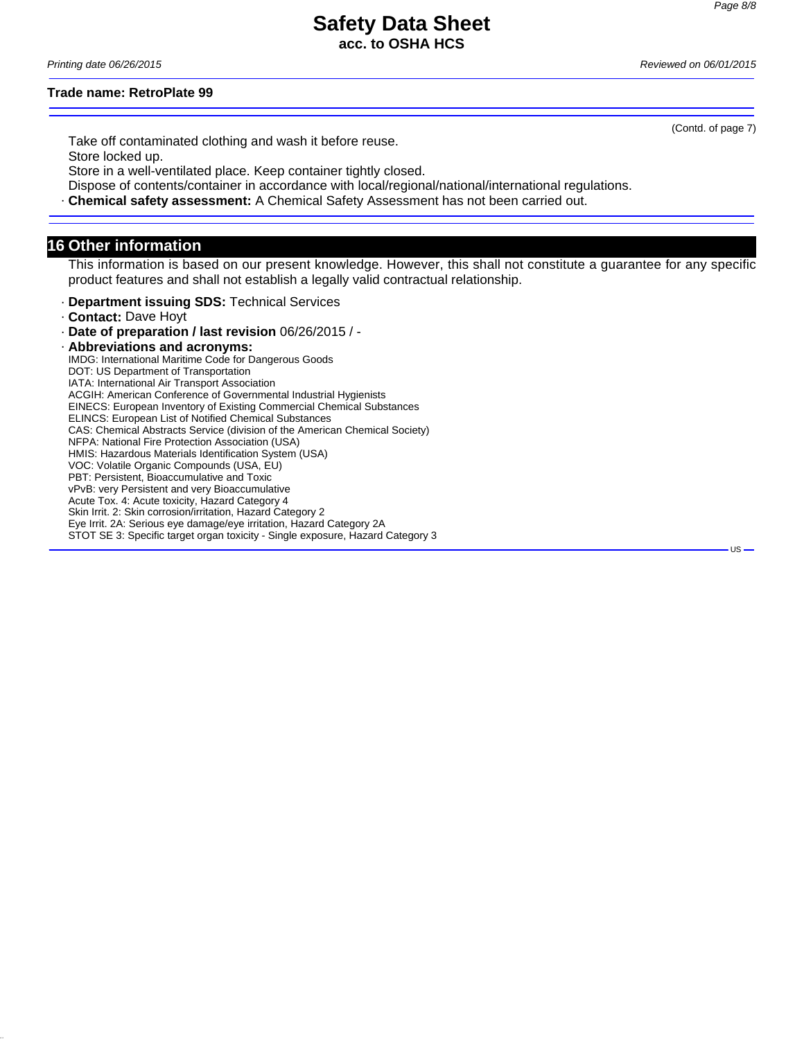(Contd. of page 7)

Take off contaminated clothing and wash it before reuse.
Store locked up.
Store in a well-ventilated place. Keep container tightly closed.
Dispose of contents/container in accordance with local/regional/national/international regulations.

· **Chemical safety assessment:** A Chemical Safety Assessment has not been carried out.

## 16 Other information

This information is based on our present knowledge. However, this shall not constitute a guarantee for any specific product features and shall not establish a legally valid contractual relationship.

· **Department issuing SDS:** Technical Services
· **Contact:** Dave Hoyt
· **Date of preparation / last revision** 06/26/2015 / -
· **Abbreviations and acronyms:**
IMDG: International Maritime Code for Dangerous Goods
DOT: US Department of Transportation
IATA: International Air Transport Association
ACGIH: American Conference of Governmental Industrial Hygienists
EINECS: European Inventory of Existing Commercial Chemical Substances
ELINCS: European List of Notified Chemical Substances
CAS: Chemical Abstracts Service (division of the American Chemical Society)
NFPA: National Fire Protection Association (USA)
HMIS: Hazardous Materials Identification System (USA)
VOC: Volatile Organic Compounds (USA, EU)
PBT: Persistent, Bioaccumulative and Toxic
vPvB: very Persistent and very Bioaccumulative
Acute Tox. 4: Acute toxicity, Hazard Category 4
Skin Irrit. 2: Skin corrosion/irritation, Hazard Category 2
Eye Irrit. 2A: Serious eye damage/eye irritation, Hazard Category 2A
STOT SE 3: Specific target organ toxicity - Single exposure, Hazard Category 3